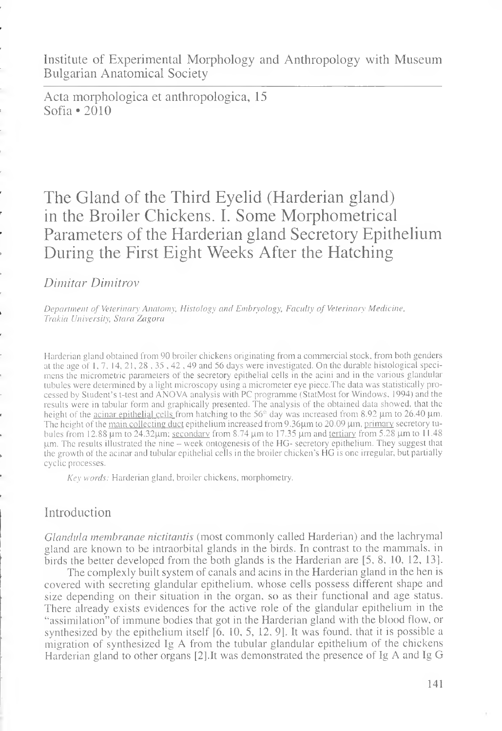Institute of Experimental Morphology and Anthropology with Museum
Bulgarian Anatomical Society

Acta morphologica et anthropologica, 15
Sofia • 2010

# The Gland of the Third Eyelid (Harderian gland) in the Broiler Chickens. I. Some Morphometrical Parameters of the Harderian gland Secretory Epithelium During the First Eight Weeks After the Hatching

*Dimitar Dimitrov*

*Department of Veterinary Anatomy, Histology and Embryology, Faculty of Veterinary Medicine, Trakia University, Stara Zagora*

Harderian gland obtained from 90 broiler chickens originating from a commercial stock, from both genders at the age of 1, 7, 14, 21, 28, 35, 42, 49 and 56 days were investigated. On the durable histological specimens the micrometric parameters of the secretory epithelial cells in the acini and in the various glandular tubules were determined by a light microscopy using a micrometer eye piece.The data was statistically processed by Student's t-test and ANOVA analysis with PC programme (StatMost for Windows, 1994) and the results were in tabular form and graphically presented. The analysis of the obtained data showed, that the height of the acinar epithelial cells from hatching to the 56[th] day was increased from 8.92 μm to 26.40 μm. The height of the main collecting duct epithelium increased from 9.36μm to 20.09 μm, primary secretory tubules from 12.88 μm to 24.32μm; secondary from 8.74 μm to 17.35 μm and tertiary from 5.28 μm to 11.48 μm. The results illustrated the nine – week ontogenesis of the HG- secretory epithelium. They suggest that the growth of the acinar and tubular epithelial cells in the broiler chicken's HG is one irregular, but partially cyclic processes.

*Key words:* Harderian gland, broiler chickens, morphometry.

## Introduction

*Glandula membranae nictitantis* (most commonly called Harderian) and the lachrymal gland are known to be intraorbital glands in the birds. In contrast to the mammals, in birds the better developed from the both glands is the Harderian are [5, 8, 10, 12, 13].

The complexly built system of canals and acins in the Harderian gland in the hen is covered with secreting glandular epithelium, whose cells possess different shape and size depending on their situation in the organ, so as their functional and age status. There already exists evidences for the active role of the glandular epithelium in the "assimilation"of immune bodies that got in the Harderian gland with the blood flow, or synthesized by the epithelium itself [6, 10, 5, 12, 9]. It was found, that it is possible a migration of synthesized Ig A from the tubular glandular epithelium of the chickens Harderian gland to other organs [2].It was demonstrated the presence of Ig A and Ig G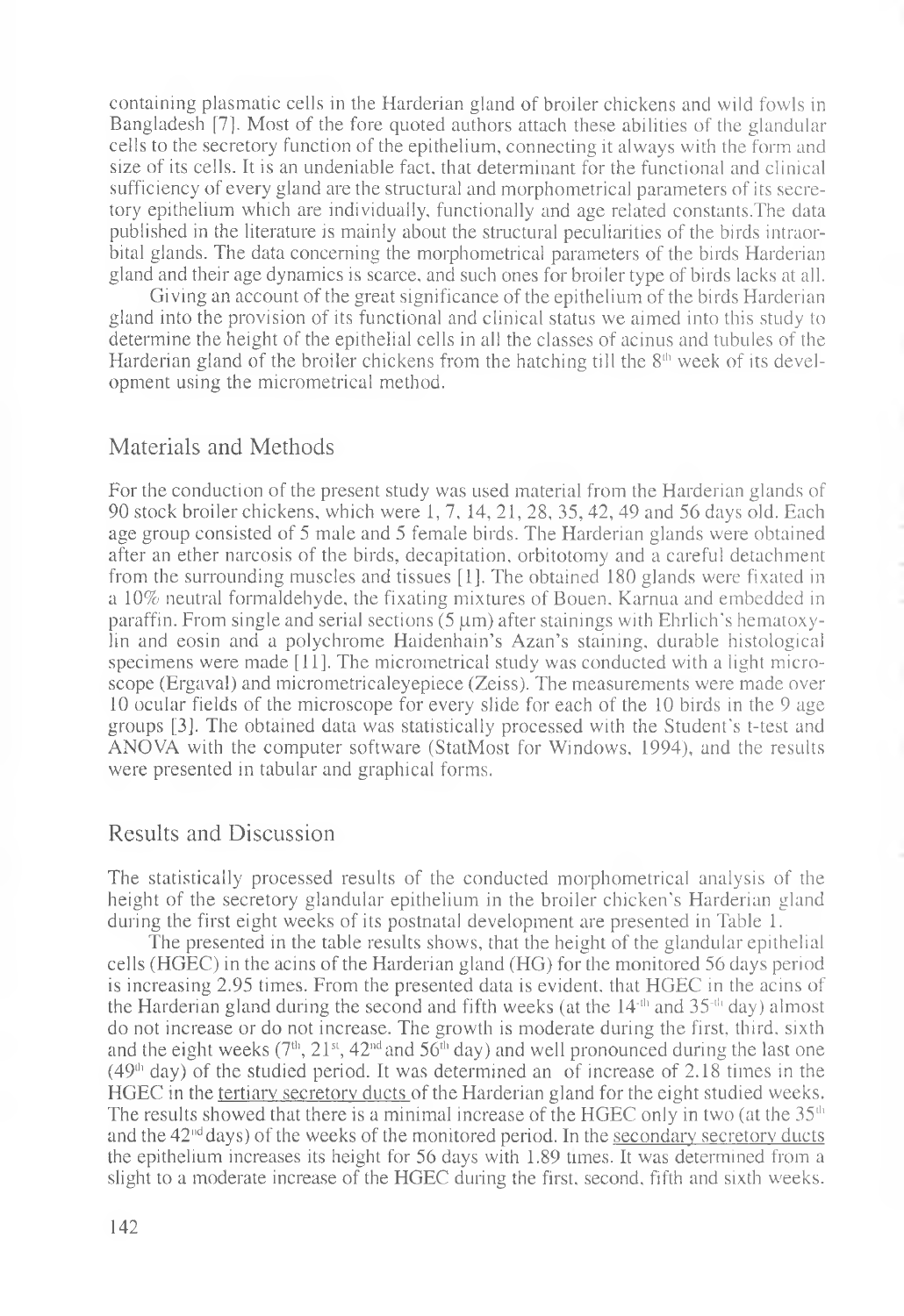containing plasmatic cells in the Harderian gland of broiler chickens and wild fowls in Bangladesh [7]. Most of the fore quoted authors attach these abilities of the glandular cells to the secretory function of the epithelium, connecting it always with the form and size of its cells. It is an undeniable fact, that determinant for the functional and clinical sufficiency of every gland are the structural and morphometrical parameters of its secretory epithelium which are individually, functionally and age related constants.The data published in the literature is mainly about the structural peculiarities of the birds intraorbital glands. The data concerning the morphometrical parameters of the birds Harderian gland and their age dynamics is scarce, and such ones for broiler type of birds lacks at all.

Giving an account of the great significance of the epithelium of the birds Harderian gland into the provision of its functional and clinical status we aimed into this study to determine the height of the epithelial cells in all the classes of acinus and tubules of the Harderian gland of the broiler chickens from the hatching till the 8th week of its development using the micrometrical method.

## Materials and Methods

For the conduction of the present study was used material from the Harderian glands of 90 stock broiler chickens, which were 1, 7, 14, 21, 28, 35, 42, 49 and 56 days old. Each age group consisted of 5 male and 5 female birds. The Harderian glands were obtained after an ether narcosis of the birds, decapitation, orbitotomy and a careful detachment from the surrounding muscles and tissues [1]. The obtained 180 glands were fixated in a 10% neutral formaldehyde, the fixating mixtures of Bouen, Karnua and embedded in paraffin. From single and serial sections (5 μm) after stainings with Ehrlich's hematoxylin and eosin and a polychrome Haidenhain's Azan's staining, durable histological specimens were made [11]. The micrometrical study was conducted with a light microscope (Ergaval) and micrometricaleyepiece (Zeiss). The measurements were made over 10 ocular fields of the microscope for every slide for each of the 10 birds in the 9 age groups [3]. The obtained data was statistically processed with the Student's t-test and ANOVA with the computer software (StatMost for Windows, 1994), and the results were presented in tabular and graphical forms.

## Results and Discussion

The statistically processed results of the conducted morphometrical analysis of the height of the secretory glandular epithelium in the broiler chicken's Harderian gland during the first eight weeks of its postnatal development are presented in Table 1.

The presented in the table results shows, that the height of the glandular epithelial cells (HGEC) in the acins of the Harderian gland (HG) for the monitored 56 days period is increasing 2.95 times. From the presented data is evident, that HGEC in the acins of the Harderian gland during the second and fifth weeks (at the 14th and 35th day) almost do not increase or do not increase. The growth is moderate during the first, third, sixth and the eight weeks (7th, 21st, 42nd and 56th day) and well pronounced during the last one (49th day) of the studied period. It was determined an of increase of 2.18 times in the HGEC in the tertiary secretory ducts of the Harderian gland for the eight studied weeks. The results showed that there is a minimal increase of the HGEC only in two (at the 35th and the 42nd days) of the weeks of the monitored period. In the secondary secretory ducts the epithelium increases its height for 56 days with 1.89 times. It was determined from a slight to a moderate increase of the HGEC during the first, second, fifth and sixth weeks.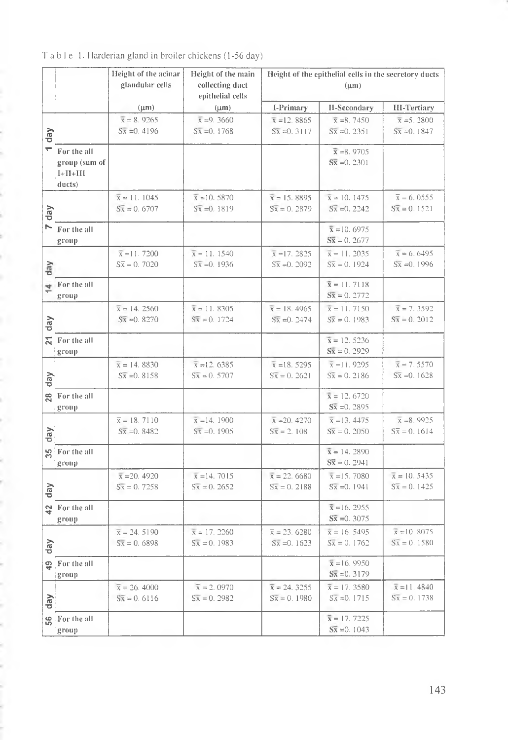T a b l e 1. Harderian gland in broiler chickens (1-56 day)

| | | Height of the acinar glandular cells | Height of the main collecting duct epithelial cells | Height of the epithelial cells in the secretory ducts (μm) | | |
|---|---|---|---|---|---|---|
| | | (μm) | (μm) | I-Primary | II-Secondary | III-Tertiary |
| 1 day | | $\bar{x}$ = 8. 9265<br>$S\bar{x}$ =0. 4196 | $\bar{x}$ =9. 3660<br>$S\bar{x}$ =0. 1768 | $\bar{x}$ =12. 8865<br>$S\bar{x}$ =0. 3117 | $\bar{x}$ =8. 7450<br>$S\bar{x}$ =0. 2351 | $\bar{x}$ =5. 2800<br>$S\bar{x}$ =0. 1847 |
| | For the all group (sum of I+II+III ducts) | | | | $\bar{x}$ =8. 9705<br>$S\bar{x}$ =0. 2301 | |
| 7 day | | $\bar{x}$ = 11. 1045<br>$S\bar{x}$ = 0. 6707 | $\bar{x}$ =10. 5870<br>$S\bar{x}$ =0. 1819 | $\bar{x}$ = 15. 8895<br>$S\bar{x}$ = 0. 2879 | $\bar{x}$ = 10. 1475<br>$S\bar{x}$ =0. 2242 | $\bar{x}$ = 6. 0555<br>$S\bar{x}$ = 0. 1521 |
| | For the all group | | | | $\bar{x}$ =10. 6975<br>$S\bar{x}$ = 0. 2677 | |
| 14 day | | $\bar{x}$ =11. 7200<br>$S\bar{x}$ = 0. 7020 | $\bar{x}$ = 11. 1540<br>$S\bar{x}$ =0. 1936 | $\bar{x}$ =17. 2825<br>$S\bar{x}$ =0. 2092 | $\bar{x}$ = 11. 2035<br>$S\bar{x}$ = 0. 1924 | $\bar{x}$ = 6. 6495<br>$S\bar{x}$ =0. 1996 |
| | For the all group | | | | $\bar{x}$ = 11. 7118<br>$S\bar{x}$ = 0. 2772 | |
| 21 day | | $\bar{x}$ = 14. 2560<br>$S\bar{x}$ =0. 8270 | $\bar{x}$ = 11. 8305<br>$S\bar{x}$ = 0. 1724 | $\bar{x}$ = 18. 4965<br>$S\bar{x}$ =0. 2474 | $\bar{x}$ = 11. 7150<br>$S\bar{x}$ = 0. 1983 | $\bar{x}$ = 7. 3592<br>$S\bar{x}$ = 0. 2012 |
| | For the all group | | | | $\bar{x}$ = 12. 5236<br>$S\bar{x}$ = 0. 2929 | |
| 28 day | | $\bar{x}$ = 14. 8830<br>$S\bar{x}$ =0. 8158 | $\bar{x}$ =12. 6385<br>$S\bar{x}$ = 0. 5707 | $\bar{x}$ =18. 5295<br>$S\bar{x}$ = 0. 2621 | $\bar{x}$ =11. 9295<br>$S\bar{x}$ = 0. 2186 | $\bar{x}$ = 7. 5570<br>$S\bar{x}$ =0. 1628 |
| | For the all group | | | | $\bar{x}$ = 12. 6720<br>$S\bar{x}$ =0. 2895 | |
| 35 day | | $\bar{x}$ = 18. 7110<br>$S\bar{x}$ =0. 8482 | $\bar{x}$ =14. 1900<br>$S\bar{x}$ =0. 1905 | $\bar{x}$ =20. 4270<br>$S\bar{x}$ = 2. 108 | $\bar{x}$ =13. 4475<br>$S\bar{x}$ = 0. 2050 | $\bar{x}$ =8. 9925<br>$S\bar{x}$ = 0. 1614 |
| | For the all group | | | | $\bar{x}$ = 14. 2890<br>$S\bar{x}$ = 0. 2941 | |
| 42 day | | $\bar{x}$ =20. 4920<br>$S\bar{x}$ = 0. 7258 | $\bar{x}$ =14. 7015<br>$S\bar{x}$ = 0. 2652 | $\bar{x}$ = 22. 6680<br>$S\bar{x}$ = 0. 2188 | $\bar{x}$ =15. 7080<br>$S\bar{x}$ =0. 1941 | $\bar{x}$ = 10. 5435<br>$S\bar{x}$ = 0. 1425 |
| | For the all group | | | | $\bar{x}$ =16. 2955<br>$S\bar{x}$ =0. 3075 | |
| 49 day | | $\bar{x}$ = 24. 5190<br>$S\bar{x}$ = 0. 6898 | $\bar{x}$ = 17. 2260<br>$S\bar{x}$ = 0. 1983 | $\bar{x}$ = 23. 6280<br>$S\bar{x}$ =0. 1623 | $\bar{x}$ = 16. 5495<br>$S\bar{x}$ = 0. 1762 | $\bar{x}$ =10. 8075<br>$S\bar{x}$ = 0. 1580 |
| | For the all group | | | | $\bar{x}$ =16. 9950<br>$S\bar{x}$ =0. 3179 | |
| 56 day | | $\bar{x}$ = 26. 4000<br>$S\bar{x}$ = 0. 6116 | $\bar{x}$ = 2. 0970<br>$S\bar{x}$ = 0. 2982 | $\bar{x}$ = 24. 3255<br>$S\bar{x}$ = 0. 1980 | $\bar{x}$ = 17. 3580<br>$S\bar{x}$ =0. 1715 | $\bar{x}$ =11. 4840<br>$S\bar{x}$ = 0. 1738 |
| | For the all group | | | | $\bar{x}$ = 17. 7225<br>$S\bar{x}$ =0. 1043 | |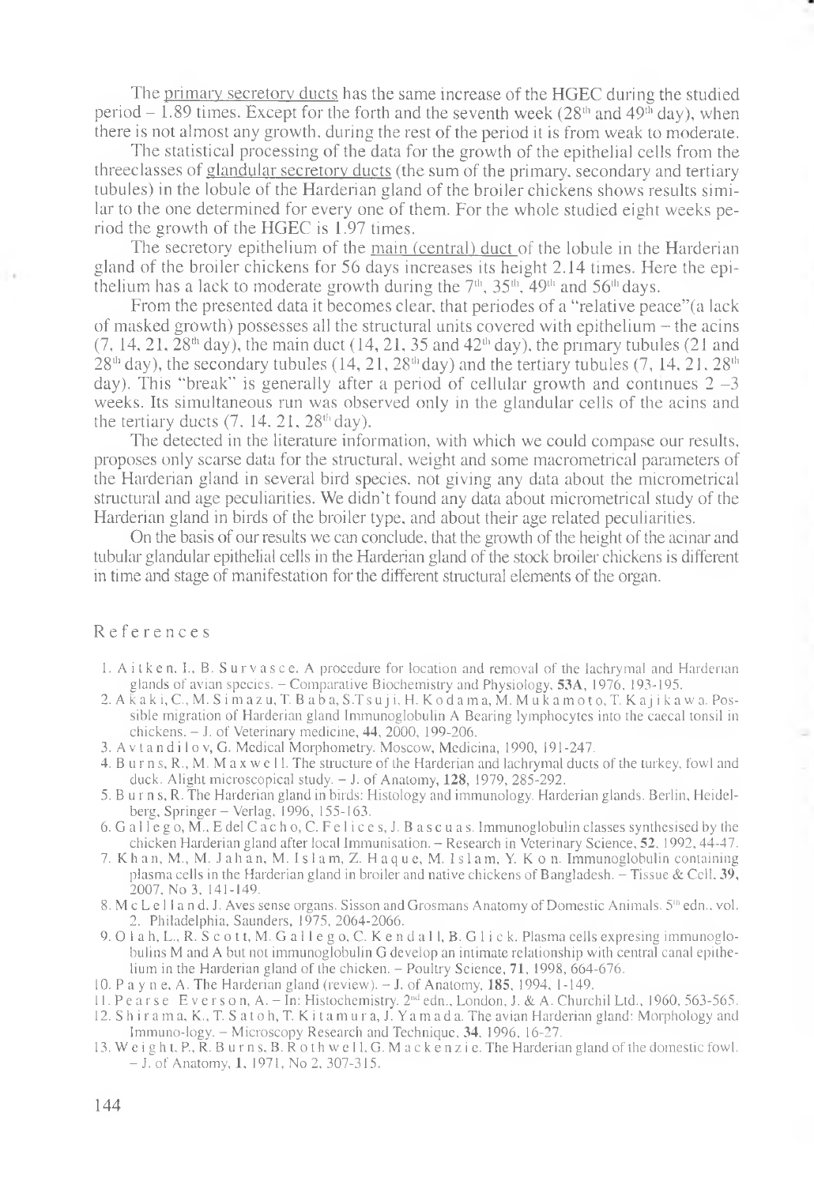The primary secretory ducts has the same increase of the HGEC during the studied period – 1.89 times. Except for the forth and the seventh week (28[th] and 49[th] day), when there is not almost any growth, during the rest of the period it is from weak to moderate.

The statistical processing of the data for the growth of the epithelial cells from the threeclasses of glandular secretory ducts (the sum of the primary, secondary and tertiary tubules) in the lobule of the Harderian gland of the broiler chickens shows results similar to the one determined for every one of them. For the whole studied eight weeks period the growth of the HGEC is 1.97 times.

The secretory epithelium of the main (central) duct of the lobule in the Harderian gland of the broiler chickens for 56 days increases its height 2.14 times. Here the epithelium has a lack to moderate growth during the 7[th], 35[th], 49[th] and 56[th] days.

From the presented data it becomes clear, that periodes of a "relative peace"(a lack of masked growth) possesses all the structural units covered with epithelium – the acins (7, 14, 21, 28[th] day), the main duct (14, 21, 35 and 42[th] day), the primary tubules (21 and 28[th] day), the secondary tubules (14, 21, 28[th] day) and the tertiary tubules (7, 14, 21, 28[th] day). This "break" is generally after a period of cellular growth and continues 2 –3 weeks. Its simultaneous run was observed only in the glandular cells of the acins and the tertiary ducts (7, 14, 21, 28[th] day).

The detected in the literature information, with which we could compase our results, proposes only scarse data for the structural, weight and some macrometrical parameters of the Harderian gland in several bird species, not giving any data about the micrometrical structural and age peculiarities. We didn't found any data about micrometrical study of the Harderian gland in birds of the broiler type, and about their age related peculiarities.

On the basis of our results we can conclude, that the growth of the height of the acinar and tubular glandular epithelial cells in the Harderian gland of the stock broiler chickens is different in time and stage of manifestation for the different structural elements of the organ.

## References

1. Aitken, I., B. Survasce. A procedure for location and removal of the lachrymal and Harderian glands of avian species. – Comparative Biochemistry and Physiology, **53A**, 1976, 193-195.
2. Akaki, C., M. Simazu, T. Baba, S.Tsuji, H. Kodama, M. Mukamoto, T. Kajikawa. Possible migration of Harderian gland Immunoglobulin A Bearing lymphocytes into the caecal tonsil in chickens. – J. of Veterinary medicine, **44**, 2000, 199-206.
3. Avtandilov, G. Medical Morphometry. Moscow, Medicina, 1990, 191-247.
4. Burns, R., M. Maxwell. The structure of the Harderian and lachrymal ducts of the turkey, fowl and duck. Alight microscopical study. – J. of Anatomy, **128**, 1979, 285-292.
5. Burns, R. The Harderian gland in birds: Histology and immunology. Harderian glands. Berlin, Heidelberg, Springer – Verlag, 1996, 155-163.
6. Gallego, M., E del Cacho, C. Felices, J. Bascuas. Immunoglobulin classes synthesised by the chicken Harderian gland after local Immunisation. – Research in Veterinary Science, **52**, 1992, 44-47.
7. Khan, M., M. Jahan, M. Islam, Z. Haque, M. Islam, Y. Kon. Immunoglobulin containing plasma cells in the Harderian gland in broiler and native chickens of Bangladesh. – Tissue & Cell, **39**, 2007, No 3, 141-149.
8. McLelland, J. Aves sense organs. Sisson and Grosmans Anatomy of Domestic Animals. 5[th] edn., vol. 2. Philadelphia, Saunders, 1975, 2064-2066.
9. Olah, L., R. Scott, M. Gallego, C. Kendall, B. Glick. Plasma cells expresing immunoglobulins M and A but not immunoglobulin G develop an intimate relationship with central canal epithelium in the Harderian gland of the chicken. – Poultry Science, **71**, 1998, 664-676.
10. Payne, A. The Harderian gland (review). – J. of Anatomy, **185**, 1994, 1-149.
11. Pearse Everson, A. – In: Histochemistry. 2[nd] edn., London, J. & A. Churchil Ltd., 1960, 563-565.
12. Shirama, K., T. Satoh, T. Kitamura, J. Yamada. The avian Harderian gland: Morphology and Immuno-logy. – Microscopy Research and Technique, **34**, 1996, 16-27.
13. Weight, P., R. Burns, B. Rothwell, G. Mackenzie. The Harderian gland of the domestic fowl. – J. of Anatomy, **1**, 1971, No 2, 307-315.